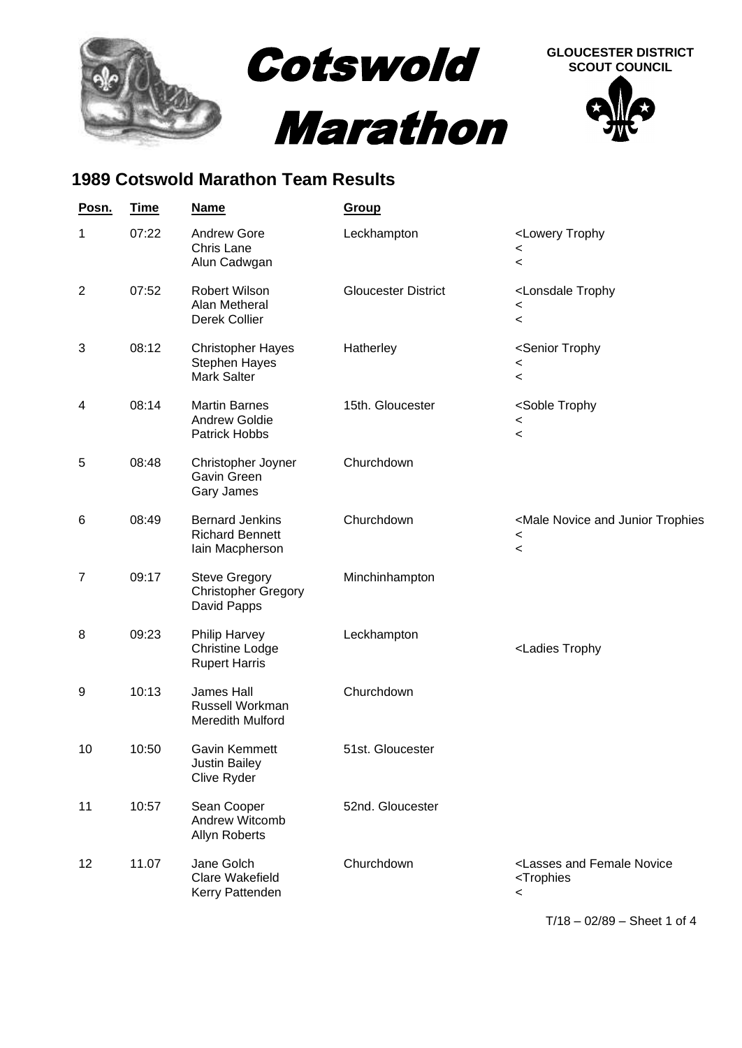# Cotswold Marathon

**GLOUCESTER DISTRICT SCOUT COUNCIL**

## 1989 Cotswold Marathon Team Results

| Posn. | Time | Name | Group | |
|---|---|---|---|---|
| 1 | 07:22 | Andrew Gore<br>Chris Lane<br>Alun Cadwgan | Leckhampton | <Lowery Trophy<br><<br>< |
| 2 | 07:52 | Robert Wilson<br>Alan Metheral<br>Derek Collier | Gloucester District | <Lonsdale Trophy<br><<br>< |
| 3 | 08:12 | Christopher Hayes<br>Stephen Hayes<br>Mark Salter | Hatherley | <Senior Trophy<br><<br>< |
| 4 | 08:14 | Martin Barnes<br>Andrew Goldie<br>Patrick Hobbs | 15th. Gloucester | <Soble Trophy<br><<br>< |
| 5 | 08:48 | Christopher Joyner<br>Gavin Green<br>Gary James | Churchdown | |
| 6 | 08:49 | Bernard Jenkins<br>Richard Bennett<br>Iain Macpherson | Churchdown | <Male Novice and Junior Trophies<br><<br>< |
| 7 | 09:17 | Steve Gregory<br>Christopher Gregory<br>David Papps | Minchinhampton | |
| 8 | 09:23 | Philip Harvey<br>Christine Lodge<br>Rupert Harris | Leckhampton | <Ladies Trophy |
| 9 | 10:13 | James Hall<br>Russell Workman<br>Meredith Mulford | Churchdown | |
| 10 | 10:50 | Gavin Kemmett<br>Justin Bailey<br>Clive Ryder | 51st. Gloucester | |
| 11 | 10:57 | Sean Cooper<br>Andrew Witcomb<br>Allyn Roberts | 52nd. Gloucester | |
| 12 | 11.07 | Jane Golch<br>Clare Wakefield<br>Kerry Pattenden | Churchdown | <Lasses and Female Novice<br><Trophies<br>< |

T/18 – 02/89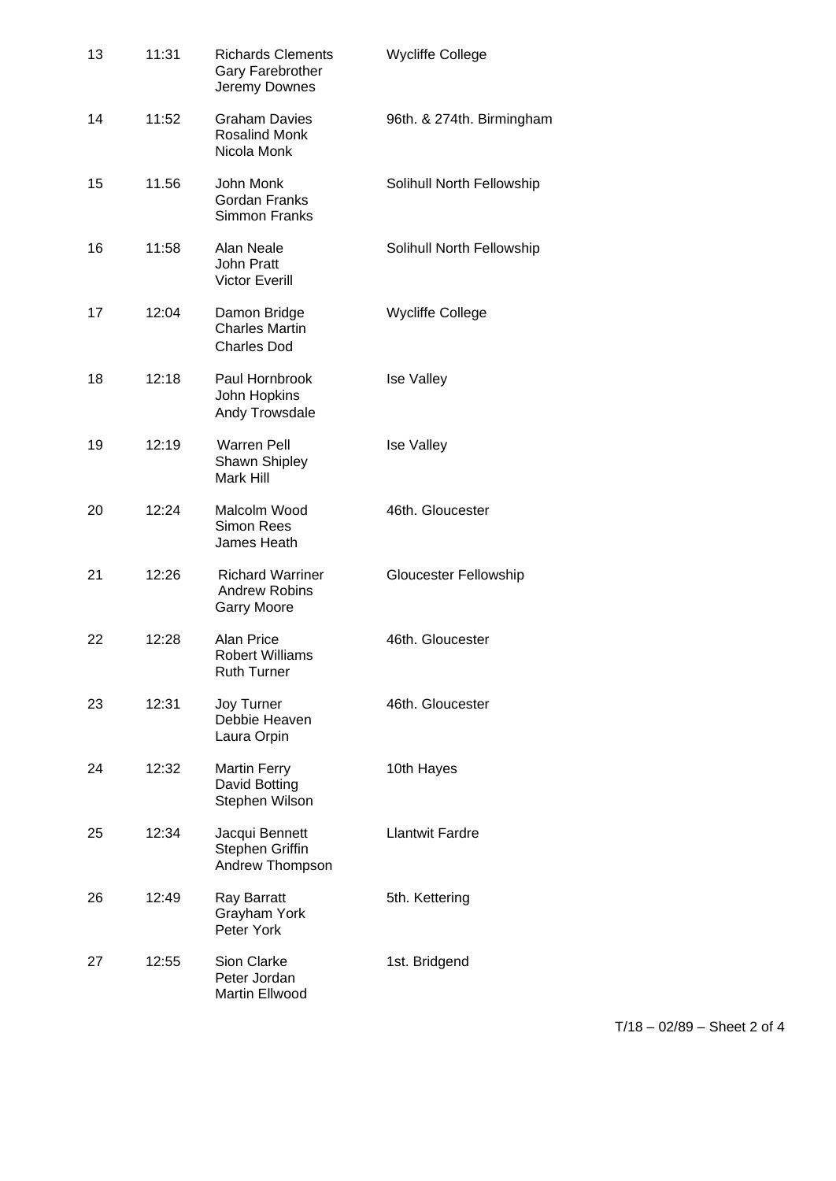| | | | |
|---|---|---|---|
| 13 | 11:31 | Richards Clements<br>Gary Farebrother<br>Jeremy Downes | Wycliffe College |
| 14 | 11:52 | Graham Davies<br>Rosalind Monk<br>Nicola Monk | 96th. & 274th. Birmingham |
| 15 | 11.56 | John Monk<br>Gordan Franks<br>Simmon Franks | Solihull North Fellowship |
| 16 | 11:58 | Alan Neale<br>John Pratt<br>Victor Everill | Solihull North Fellowship |
| 17 | 12:04 | Damon Bridge<br>Charles Martin<br>Charles Dod | Wycliffe College |
| 18 | 12:18 | Paul Hornbrook<br>John Hopkins<br>Andy Trowsdale | Ise Valley |
| 19 | 12:19 | Warren Pell<br>Shawn Shipley<br>Mark Hill | Ise Valley |
| 20 | 12:24 | Malcolm Wood<br>Simon Rees<br>James Heath | 46th. Gloucester |
| 21 | 12:26 | Richard Warriner<br>Andrew Robins<br>Garry Moore | Gloucester Fellowship |
| 22 | 12:28 | Alan Price<br>Robert Williams<br>Ruth Turner | 46th. Gloucester |
| 23 | 12:31 | Joy Turner<br>Debbie Heaven<br>Laura Orpin | 46th. Gloucester |
| 24 | 12:32 | Martin Ferry<br>David Botting<br>Stephen Wilson | 10th Hayes |
| 25 | 12:34 | Jacqui Bennett<br>Stephen Griffin<br>Andrew Thompson | Llantwit Fardre |
| 26 | 12:49 | Ray Barratt<br>Grayham York<br>Peter York | 5th. Kettering |
| 27 | 12:55 | Sion Clarke<br>Peter Jordan<br>Martin Ellwood | 1st. Bridgend |

T/18 – 02/89 – Sheet 2 of 4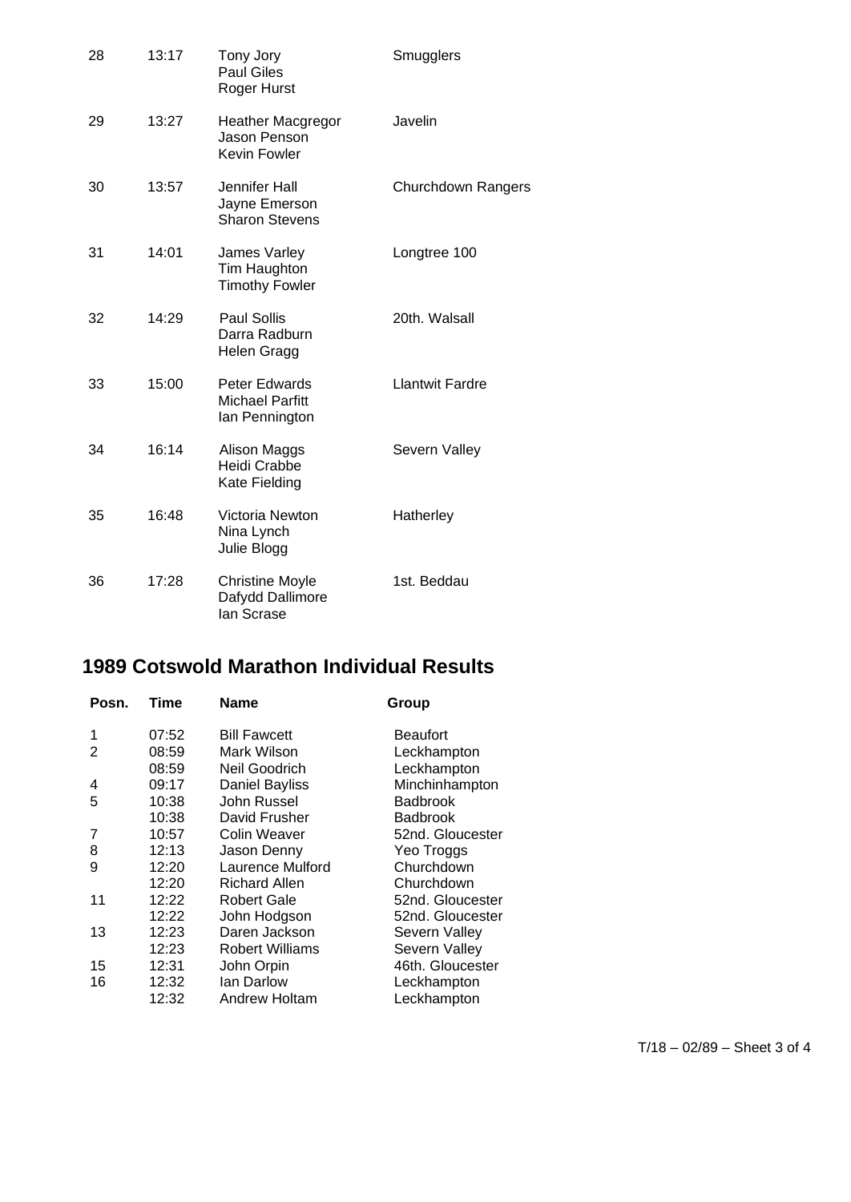| | | | |
|---|---|---|---|
| 28 | 13:17 | Tony Jory<br>Paul Giles<br>Roger Hurst | Smugglers |
| 29 | 13:27 | Heather Macgregor<br>Jason Penson<br>Kevin Fowler | Javelin |
| 30 | 13:57 | Jennifer Hall<br>Jayne Emerson<br>Sharon Stevens | Churchdown Rangers |
| 31 | 14:01 | James Varley<br>Tim Haughton<br>Timothy Fowler | Longtree 100 |
| 32 | 14:29 | Paul Sollis<br>Darra Radburn<br>Helen Gragg | 20th. Walsall |
| 33 | 15:00 | Peter Edwards<br>Michael Parfitt<br>Ian Pennington | Llantwit Fardre |
| 34 | 16:14 | Alison Maggs<br>Heidi Crabbe<br>Kate Fielding | Severn Valley |
| 35 | 16:48 | Victoria Newton<br>Nina Lynch<br>Julie Blogg | Hatherley |
| 36 | 17:28 | Christine Moyle<br>Dafydd Dallimore<br>Ian Scrase | 1st. Beddau |

## 1989 Cotswold Marathon Individual Results

| Posn. | Time | Name | Group |
|---|---|---|---|
| 1 | 07:52 | Bill Fawcett | Beaufort |
| 2 | 08:59 | Mark Wilson | Leckhampton |
| | 08:59 | Neil Goodrich | Leckhampton |
| 4 | 09:17 | Daniel Bayliss | Minchinhampton |
| 5 | 10:38 | John Russel | Badbrook |
| | 10:38 | David Frusher | Badbrook |
| 7 | 10:57 | Colin Weaver | 52nd. Gloucester |
| 8 | 12:13 | Jason Denny | Yeo Troggs |
| 9 | 12:20 | Laurence Mulford | Churchdown |
| | 12:20 | Richard Allen | Churchdown |
| 11 | 12:22 | Robert Gale | 52nd. Gloucester |
| | 12:22 | John Hodgson | 52nd. Gloucester |
| 13 | 12:23 | Daren Jackson | Severn Valley |
| | 12:23 | Robert Williams | Severn Valley |
| 15 | 12:31 | John Orpin | 46th. Gloucester |
| 16 | 12:32 | Ian Darlow | Leckhampton |
| | 12:32 | Andrew Holtam | Leckhampton |

T/18 – 02/89 – Sheet 3 of 4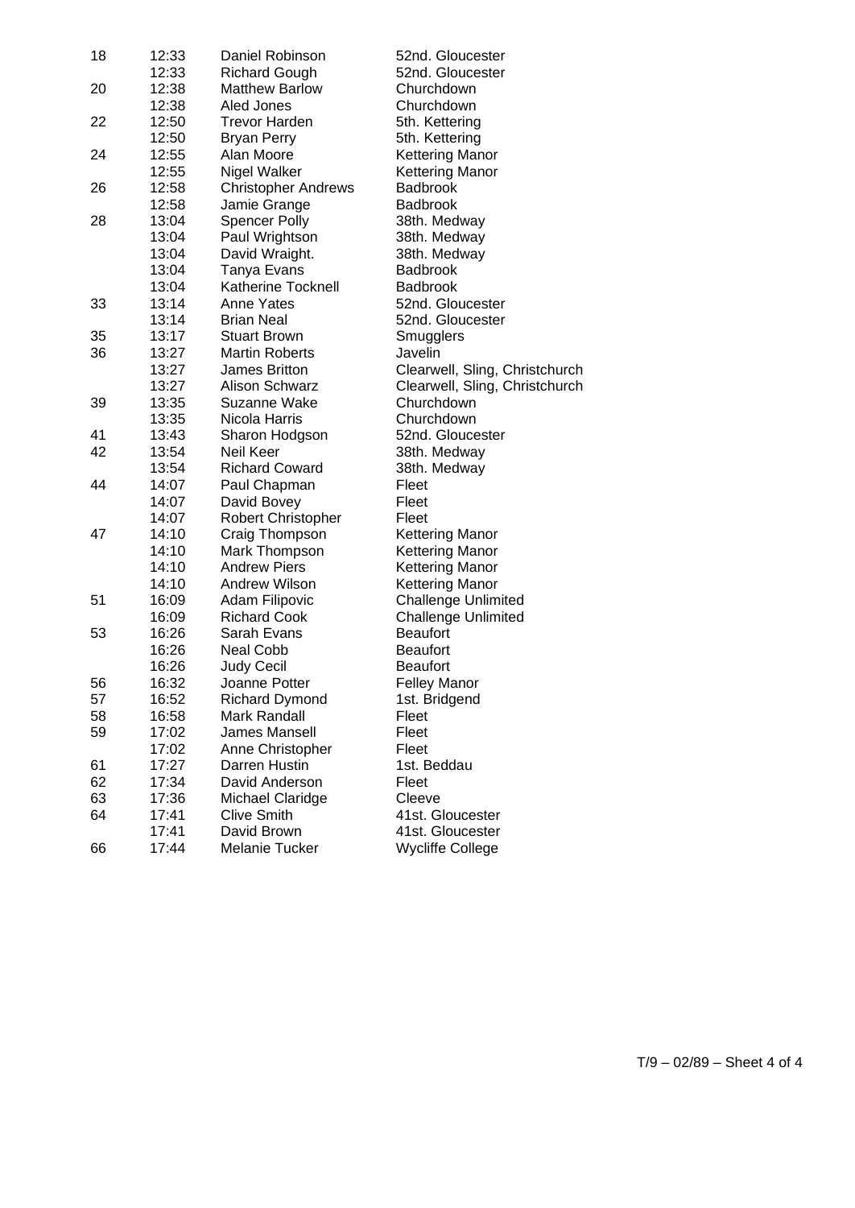| | | | |
|---|---|---|---|
| 18 | 12:33 | Daniel Robinson | 52nd. Gloucester |
| | 12:33 | Richard Gough | 52nd. Gloucester |
| 20 | 12:38 | Matthew Barlow | Churchdown |
| | 12:38 | Aled Jones | Churchdown |
| 22 | 12:50 | Trevor Harden | 5th. Kettering |
| | 12:50 | Bryan Perry | 5th. Kettering |
| 24 | 12:55 | Alan Moore | Kettering Manor |
| | 12:55 | Nigel Walker | Kettering Manor |
| 26 | 12:58 | Christopher Andrews | Badbrook |
| | 12:58 | Jamie Grange | Badbrook |
| 28 | 13:04 | Spencer Polly | 38th. Medway |
| | 13:04 | Paul Wrightson | 38th. Medway |
| | 13:04 | David Wraight. | 38th. Medway |
| | 13:04 | Tanya Evans | Badbrook |
| | 13:04 | Katherine Tocknell | Badbrook |
| 33 | 13:14 | Anne Yates | 52nd. Gloucester |
| | 13:14 | Brian Neal | 52nd. Gloucester |
| 35 | 13:17 | Stuart Brown | Smugglers |
| 36 | 13:27 | Martin Roberts | Javelin |
| | 13:27 | James Britton | Clearwell, Sling, Christchurch |
| | 13:27 | Alison Schwarz | Clearwell, Sling, Christchurch |
| 39 | 13:35 | Suzanne Wake | Churchdown |
| | 13:35 | Nicola Harris | Churchdown |
| 41 | 13:43 | Sharon Hodgson | 52nd. Gloucester |
| 42 | 13:54 | Neil Keer | 38th. Medway |
| | 13:54 | Richard Coward | 38th. Medway |
| 44 | 14:07 | Paul Chapman | Fleet |
| | 14:07 | David Bovey | Fleet |
| | 14:07 | Robert Christopher | Fleet |
| 47 | 14:10 | Craig Thompson | Kettering Manor |
| | 14:10 | Mark Thompson | Kettering Manor |
| | 14:10 | Andrew Piers | Kettering Manor |
| | 14:10 | Andrew Wilson | Kettering Manor |
| 51 | 16:09 | Adam Filipovic | Challenge Unlimited |
| | 16:09 | Richard Cook | Challenge Unlimited |
| 53 | 16:26 | Sarah Evans | Beaufort |
| | 16:26 | Neal Cobb | Beaufort |
| | 16:26 | Judy Cecil | Beaufort |
| 56 | 16:32 | Joanne Potter | Felley Manor |
| 57 | 16:52 | Richard Dymond | 1st. Bridgend |
| 58 | 16:58 | Mark Randall | Fleet |
| 59 | 17:02 | James Mansell | Fleet |
| | 17:02 | Anne Christopher | Fleet |
| 61 | 17:27 | Darren Hustin | 1st. Beddau |
| 62 | 17:34 | David Anderson | Fleet |
| 63 | 17:36 | Michael Claridge | Cleeve |
| 64 | 17:41 | Clive Smith | 41st. Gloucester |
| | 17:41 | David Brown | 41st. Gloucester |
| 66 | 17:44 | Melanie Tucker | Wycliffe College |

T/9 – 02/89